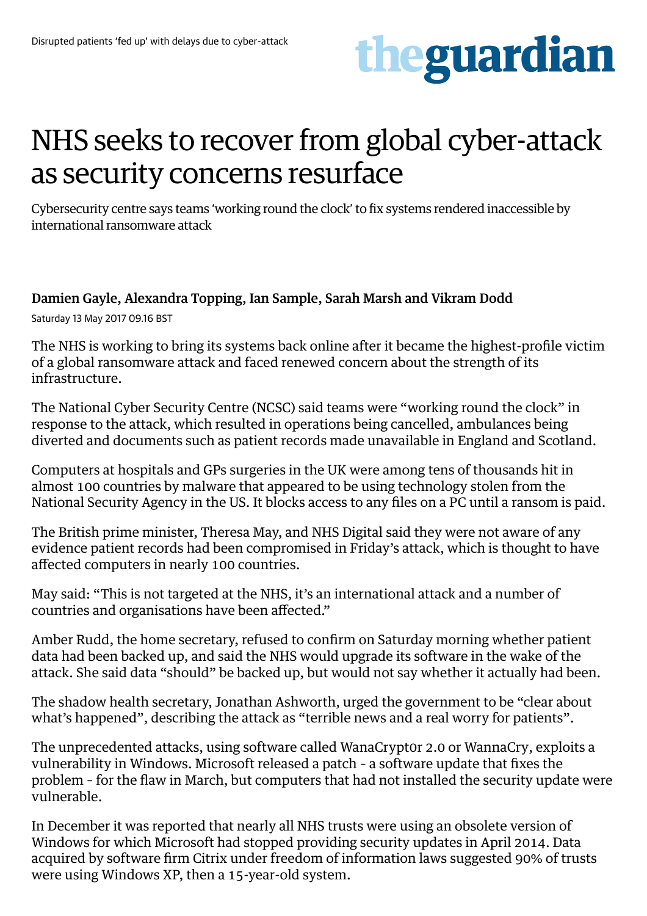# NHS seeks to recover from global cyber-attack as security concerns resurface

Cybersecurity centre says teams 'working round the clock' to fix systems rendered inaccessible by international ransomware attack

**Damien Gayle, Alexandra Topping, Ian Sample, Sarah Marsh and Vikram Dodd**

Saturday 13 May 2017 09.16 BST

The NHS is working to bring its systems back online after it became the highest-profile victim of a global ransomware attack and faced renewed concern about the strength of its infrastructure.

The National Cyber Security Centre (NCSC) said teams were "working round the clock" in response to the attack, which resulted in operations being cancelled, ambulances being diverted and documents such as patient records made unavailable in England and Scotland.

Computers at hospitals and GPs surgeries in the UK were among tens of thousands hit in almost 100 countries by malware that appeared to be using technology stolen from the National Security Agency in the US. It blocks access to any files on a PC until a ransom is paid.

The British prime minister, Theresa May, and NHS Digital said they were not aware of any evidence patient records had been compromised in Friday's attack, which is thought to have affected computers in nearly 100 countries.

May said: "This is not targeted at the NHS, it's an international attack and a number of countries and organisations have been affected."

Amber Rudd, the home secretary, refused to confirm on Saturday morning whether patient data had been backed up, and said the NHS would upgrade its software in the wake of the attack. She said data "should" be backed up, but would not say whether it actually had been.

The shadow health secretary, Jonathan Ashworth, urged the government to be "clear about what's happened", describing the attack as "terrible news and a real worry for patients".

The unprecedented attacks, using software called WanaCrypt0r 2.0 or WannaCry, exploits a vulnerability in Windows. Microsoft released a patch - a software update that fixes the problem - for the flaw in March, but computers that had not installed the security update were vulnerable.

In December it was reported that nearly all NHS trusts were using an obsolete version of Windows for which Microsoft had stopped providing security updates in April 2014. Data acquired by software firm Citrix under freedom of information laws suggested 90% of trusts were using Windows XP, then a 15-year-old system.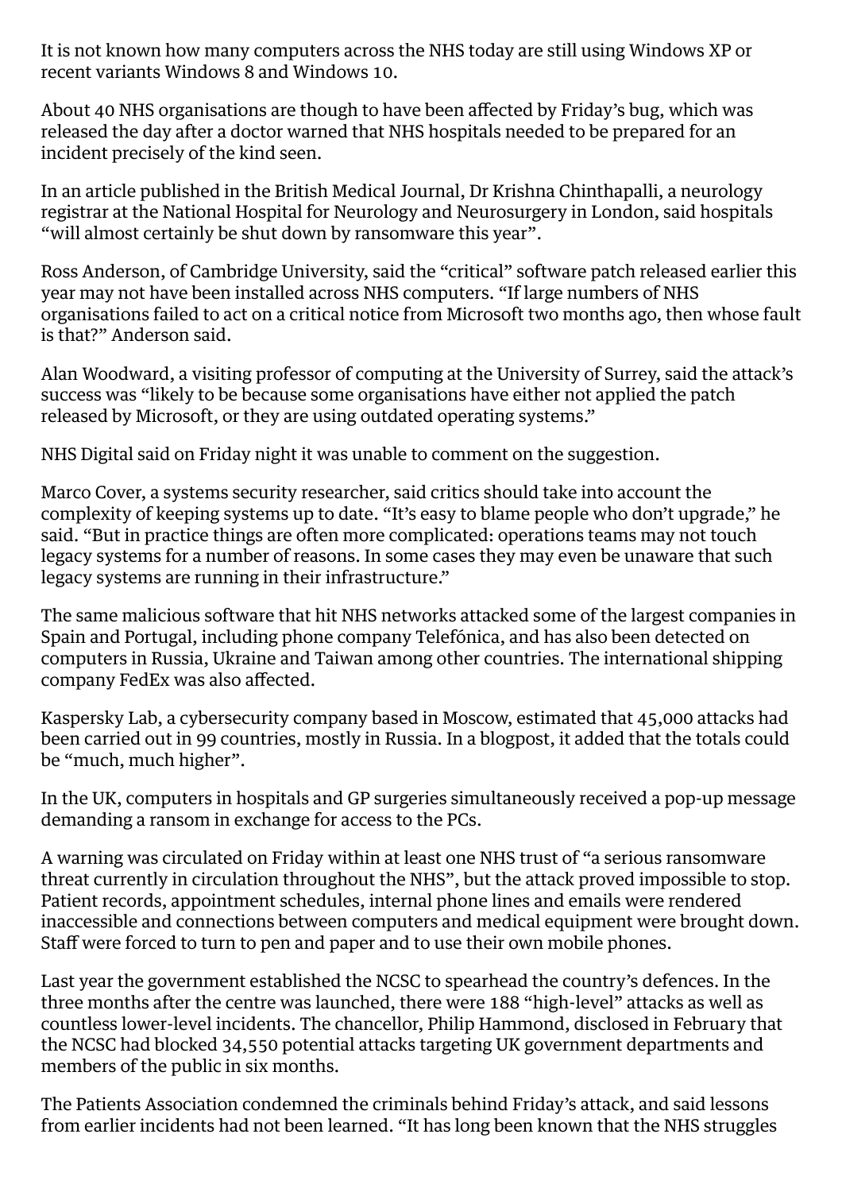It is not known how many computers across the NHS today are still using Windows XP or recent variants Windows 8 and Windows 10.

About 40 NHS organisations are though to have been affected by Friday's bug, which was released the day after a doctor warned that NHS hospitals needed to be prepared for an incident precisely of the kind seen.

In an article published in the British Medical Journal, Dr Krishna Chinthapalli, a neurology registrar at the National Hospital for Neurology and Neurosurgery in London, said hospitals "will almost certainly be shut down by ransomware this year".

Ross Anderson, of Cambridge University, said the "critical" software patch released earlier this year may not have been installed across NHS computers. "If large numbers of NHS organisations failed to act on a critical notice from Microsoft two months ago, then whose fault is that?" Anderson said.

Alan Woodward, a visiting professor of computing at the University of Surrey, said the attack's success was "likely to be because some organisations have either not applied the patch released by Microsoft, or they are using outdated operating systems."

NHS Digital said on Friday night it was unable to comment on the suggestion.

Marco Cover, a systems security researcher, said critics should take into account the complexity of keeping systems up to date. "It's easy to blame people who don't upgrade," he said. "But in practice things are often more complicated: operations teams may not touch legacy systems for a number of reasons. In some cases they may even be unaware that such legacy systems are running in their infrastructure."

The same malicious software that hit NHS networks attacked some of the largest companies in Spain and Portugal, including phone company Telefónica, and has also been detected on computers in Russia, Ukraine and Taiwan among other countries. The international shipping company FedEx was also affected.

Kaspersky Lab, a cybersecurity company based in Moscow, estimated that 45,000 attacks had been carried out in 99 countries, mostly in Russia. In a blogpost, it added that the totals could be "much, much higher".

In the UK, computers in hospitals and GP surgeries simultaneously received a pop-up message demanding a ransom in exchange for access to the PCs.

A warning was circulated on Friday within at least one NHS trust of "a serious ransomware threat currently in circulation throughout the NHS", but the attack proved impossible to stop. Patient records, appointment schedules, internal phone lines and emails were rendered inaccessible and connections between computers and medical equipment were brought down. Staff were forced to turn to pen and paper and to use their own mobile phones.

Last year the government established the NCSC to spearhead the country's defences. In the three months after the centre was launched, there were 188 "high-level" attacks as well as countless lower-level incidents. The chancellor, Philip Hammond, disclosed in February that the NCSC had blocked 34,550 potential attacks targeting UK government departments and members of the public in six months.

The Patients Association condemned the criminals behind Friday's attack, and said lessons from earlier incidents had not been learned. "It has long been known that the NHS struggles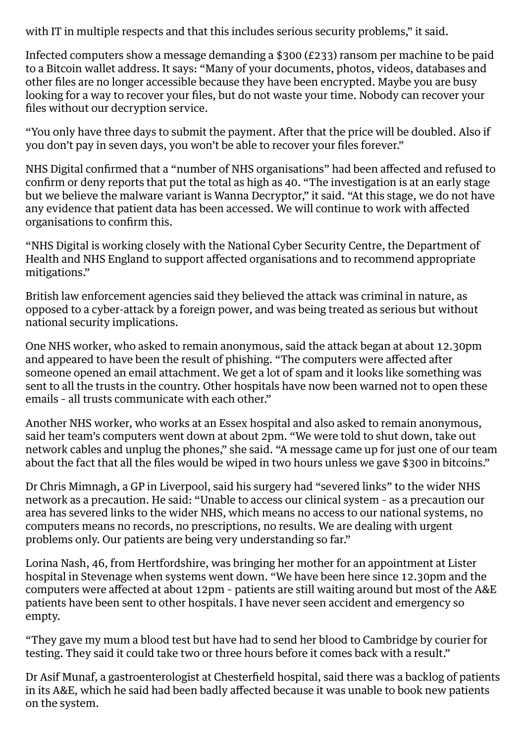with IT in multiple respects and that this includes serious security problems," it said.

Infected computers show a message demanding a $300 (£233) ransom per machine to be paid to a Bitcoin wallet address. It says: "Many of your documents, photos, videos, databases and other files are no longer accessible because they have been encrypted. Maybe you are busy looking for a way to recover your files, but do not waste your time. Nobody can recover your files without our decryption service.

"You only have three days to submit the payment. After that the price will be doubled. Also if you don't pay in seven days, you won't be able to recover your files forever."

NHS Digital confirmed that a "number of NHS organisations" had been affected and refused to confirm or deny reports that put the total as high as 40. "The investigation is at an early stage but we believe the malware variant is Wanna Decryptor," it said. "At this stage, we do not have any evidence that patient data has been accessed. We will continue to work with affected organisations to confirm this.

"NHS Digital is working closely with the National Cyber Security Centre, the Department of Health and NHS England to support affected organisations and to recommend appropriate mitigations."

British law enforcement agencies said they believed the attack was criminal in nature, as opposed to a cyber-attack by a foreign power, and was being treated as serious but without national security implications.

One NHS worker, who asked to remain anonymous, said the attack began at about 12.30pm and appeared to have been the result of phishing. "The computers were affected after someone opened an email attachment. We get a lot of spam and it looks like something was sent to all the trusts in the country. Other hospitals have now been warned not to open these emails - all trusts communicate with each other."

Another NHS worker, who works at an Essex hospital and also asked to remain anonymous, said her team's computers went down at about 2pm. "We were told to shut down, take out network cables and unplug the phones," she said. "A message came up for just one of our team about the fact that all the files would be wiped in two hours unless we gave $300 in bitcoins."

Dr Chris Mimnagh, a GP in Liverpool, said his surgery had "severed links" to the wider NHS network as a precaution. He said: "Unable to access our clinical system - as a precaution our area has severed links to the wider NHS, which means no access to our national systems, no computers means no records, no prescriptions, no results. We are dealing with urgent problems only. Our patients are being very understanding so far."

Lorina Nash, 46, from Hertfordshire, was bringing her mother for an appointment at Lister hospital in Stevenage when systems went down. "We have been here since 12.30pm and the computers were affected at about 12pm - patients are still waiting around but most of the A&E patients have been sent to other hospitals. I have never seen accident and emergency so empty.

"They gave my mum a blood test but have had to send her blood to Cambridge by courier for testing. They said it could take two or three hours before it comes back with a result."

Dr Asif Munaf, a gastroenterologist at Chesterfield hospital, said there was a backlog of patients in its A&E, which he said had been badly affected because it was unable to book new patients on the system.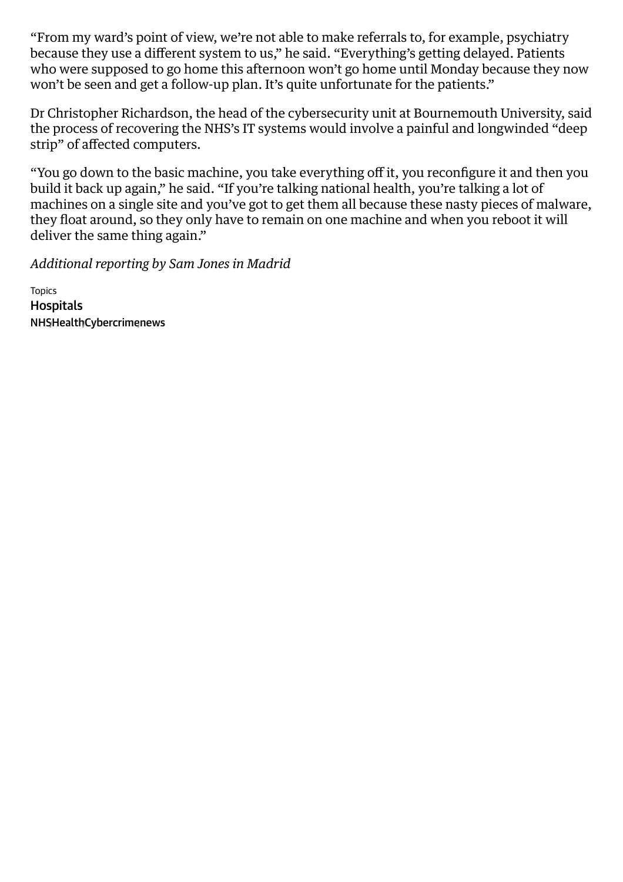"From my ward's point of view, we're not able to make referrals to, for example, psychiatry because they use a different system to us," he said. "Everything's getting delayed. Patients who were supposed to go home this afternoon won't go home until Monday because they now won't be seen and get a follow-up plan. It's quite unfortunate for the patients."

Dr Christopher Richardson, the head of the cybersecurity unit at Bournemouth University, said the process of recovering the NHS's IT systems would involve a painful and longwinded "deep strip" of affected computers.

"You go down to the basic machine, you take everything off it, you reconfigure it and then you build it back up again," he said. "If you're talking national health, you're talking a lot of machines on a single site and you've got to get them all because these nasty pieces of malware, they float around, so they only have to remain on one machine and when you reboot it will deliver the same thing again."

*Additional reporting by Sam Jones in Madrid*

Topics

**Hospitals**

**NHS** **Health** **Cybercrime** **news**